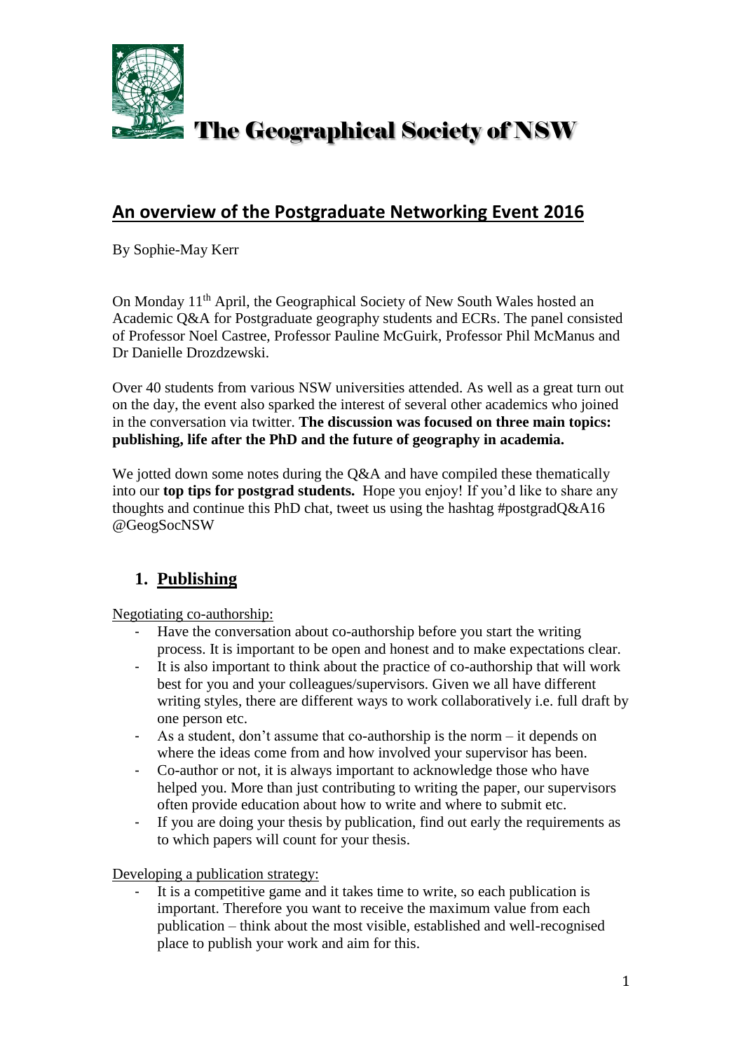The Geographical Society of NSW

## An overview of the Postgraduate Networking Event 2016

By Sophie-May Kerr

On Monday 11th April, the Geographical Society of New South Wales hosted an Academic Q&A for Postgraduate geography students and ECRs. The panel consisted of Professor Noel Castree, Professor Pauline McGuirk, Professor Phil McManus and Dr Danielle Drozdzewski.

Over 40 students from various NSW universities attended. As well as a great turn out on the day, the event also sparked the interest of several other academics who joined in the conversation via twitter. **The discussion was focused on three main topics: publishing, life after the PhD and the future of geography in academia.**

We jotted down some notes during the Q&A and have compiled these thematically into our **top tips for postgrad students.** Hope you enjoy! If you'd like to share any thoughts and continue this PhD chat, tweet us using the hashtag #postgradQ&A16 @GeogSocNSW

### 1. Publishing

Negotiating co-authorship:

- Have the conversation about co-authorship before you start the writing process. It is important to be open and honest and to make expectations clear.
- It is also important to think about the practice of co-authorship that will work best for you and your colleagues/supervisors. Given we all have different writing styles, there are different ways to work collaboratively i.e. full draft by one person etc.
- As a student, don't assume that co-authorship is the norm – it depends on where the ideas come from and how involved your supervisor has been.
- Co-author or not, it is always important to acknowledge those who have helped you. More than just contributing to writing the paper, our supervisors often provide education about how to write and where to submit etc.
- If you are doing your thesis by publication, find out early the requirements as to which papers will count for your thesis.

Developing a publication strategy:

- It is a competitive game and it takes time to write, so each publication is important. Therefore you want to receive the maximum value from each publication – think about the most visible, established and well-recognised place to publish your work and aim for this.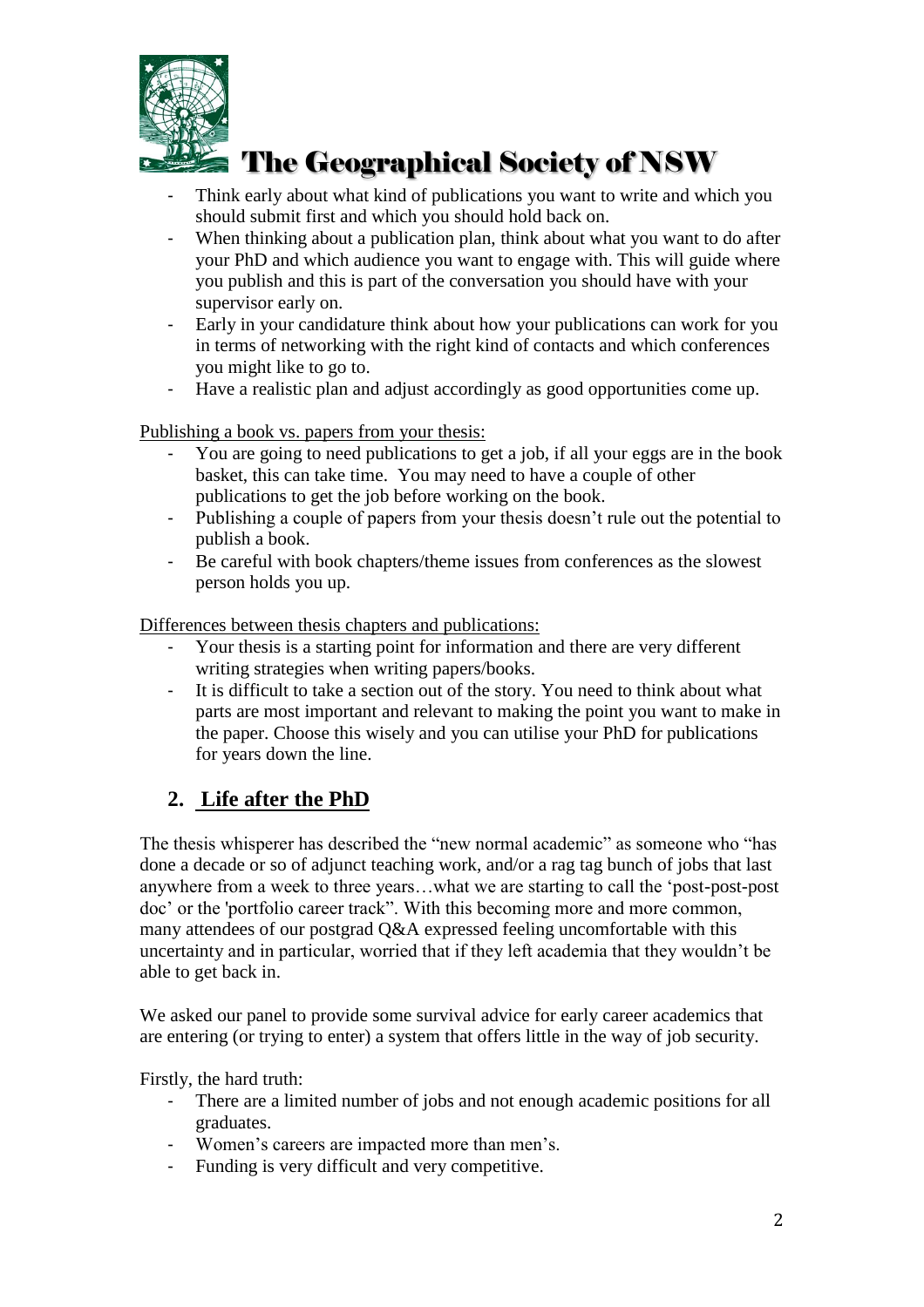- Think early about what kind of publications you want to write and which you should submit first and which you should hold back on.
- When thinking about a publication plan, think about what you want to do after your PhD and which audience you want to engage with. This will guide where you publish and this is part of the conversation you should have with your supervisor early on.
- Early in your candidature think about how your publications can work for you in terms of networking with the right kind of contacts and which conferences you might like to go to.
- Have a realistic plan and adjust accordingly as good opportunities come up.

<u>Publishing a book vs. papers from your thesis:</u>

- You are going to need publications to get a job, if all your eggs are in the book basket, this can take time. You may need to have a couple of other publications to get the job before working on the book.
- Publishing a couple of papers from your thesis doesn't rule out the potential to publish a book.
- Be careful with book chapters/theme issues from conferences as the slowest person holds you up.

<u>Differences between thesis chapters and publications:</u>

- Your thesis is a starting point for information and there are very different writing strategies when writing papers/books.
- It is difficult to take a section out of the story. You need to think about what parts are most important and relevant to making the point you want to make in the paper. Choose this wisely and you can utilise your PhD for publications for years down the line.

## 2. Life after the PhD

The thesis whisperer has described the "new normal academic" as someone who "has done a decade or so of adjunct teaching work, and/or a rag tag bunch of jobs that last anywhere from a week to three years…what we are starting to call the 'post-post-post doc' or the 'portfolio career track". With this becoming more and more common, many attendees of our postgrad Q&A expressed feeling uncomfortable with this uncertainty and in particular, worried that if they left academia that they wouldn't be able to get back in.

We asked our panel to provide some survival advice for early career academics that are entering (or trying to enter) a system that offers little in the way of job security.

Firstly, the hard truth:

- There are a limited number of jobs and not enough academic positions for all graduates.
- Women's careers are impacted more than men's.
- Funding is very difficult and very competitive.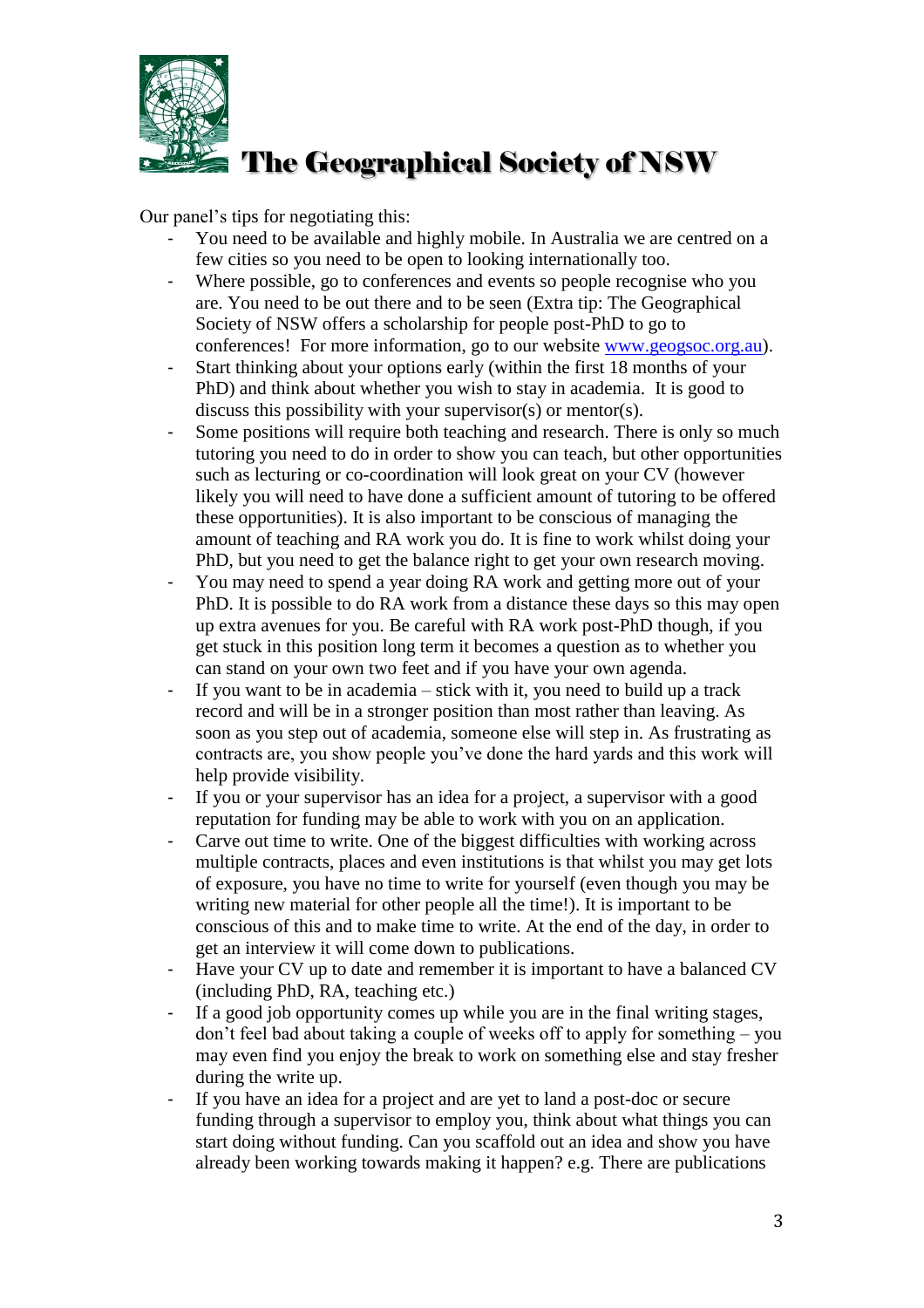Our panel's tips for negotiating this:

- You need to be available and highly mobile. In Australia we are centred on a few cities so you need to be open to looking internationally too.
- Where possible, go to conferences and events so people recognise who you are. You need to be out there and to be seen (Extra tip: The Geographical Society of NSW offers a scholarship for people post-PhD to go to conferences! For more information, go to our website [www.geogsoc.org.au](http://www.geogsoc.org.au)).
- Start thinking about your options early (within the first 18 months of your PhD) and think about whether you wish to stay in academia. It is good to discuss this possibility with your supervisor(s) or mentor(s).
- Some positions will require both teaching and research. There is only so much tutoring you need to do in order to show you can teach, but other opportunities such as lecturing or co-coordination will look great on your CV (however likely you will need to have done a sufficient amount of tutoring to be offered these opportunities). It is also important to be conscious of managing the amount of teaching and RA work you do. It is fine to work whilst doing your PhD, but you need to get the balance right to get your own research moving.
- You may need to spend a year doing RA work and getting more out of your PhD. It is possible to do RA work from a distance these days so this may open up extra avenues for you. Be careful with RA work post-PhD though, if you get stuck in this position long term it becomes a question as to whether you can stand on your own two feet and if you have your own agenda.
- If you want to be in academia – stick with it, you need to build up a track record and will be in a stronger position than most rather than leaving. As soon as you step out of academia, someone else will step in. As frustrating as contracts are, you show people you've done the hard yards and this work will help provide visibility.
- If you or your supervisor has an idea for a project, a supervisor with a good reputation for funding may be able to work with you on an application.
- Carve out time to write. One of the biggest difficulties with working across multiple contracts, places and even institutions is that whilst you may get lots of exposure, you have no time to write for yourself (even though you may be writing new material for other people all the time!). It is important to be conscious of this and to make time to write. At the end of the day, in order to get an interview it will come down to publications.
- Have your CV up to date and remember it is important to have a balanced CV (including PhD, RA, teaching etc.)
- If a good job opportunity comes up while you are in the final writing stages, don't feel bad about taking a couple of weeks off to apply for something – you may even find you enjoy the break to work on something else and stay fresher during the write up.
- If you have an idea for a project and are yet to land a post-doc or secure funding through a supervisor to employ you, think about what things you can start doing without funding. Can you scaffold out an idea and show you have already been working towards making it happen? e.g. There are publications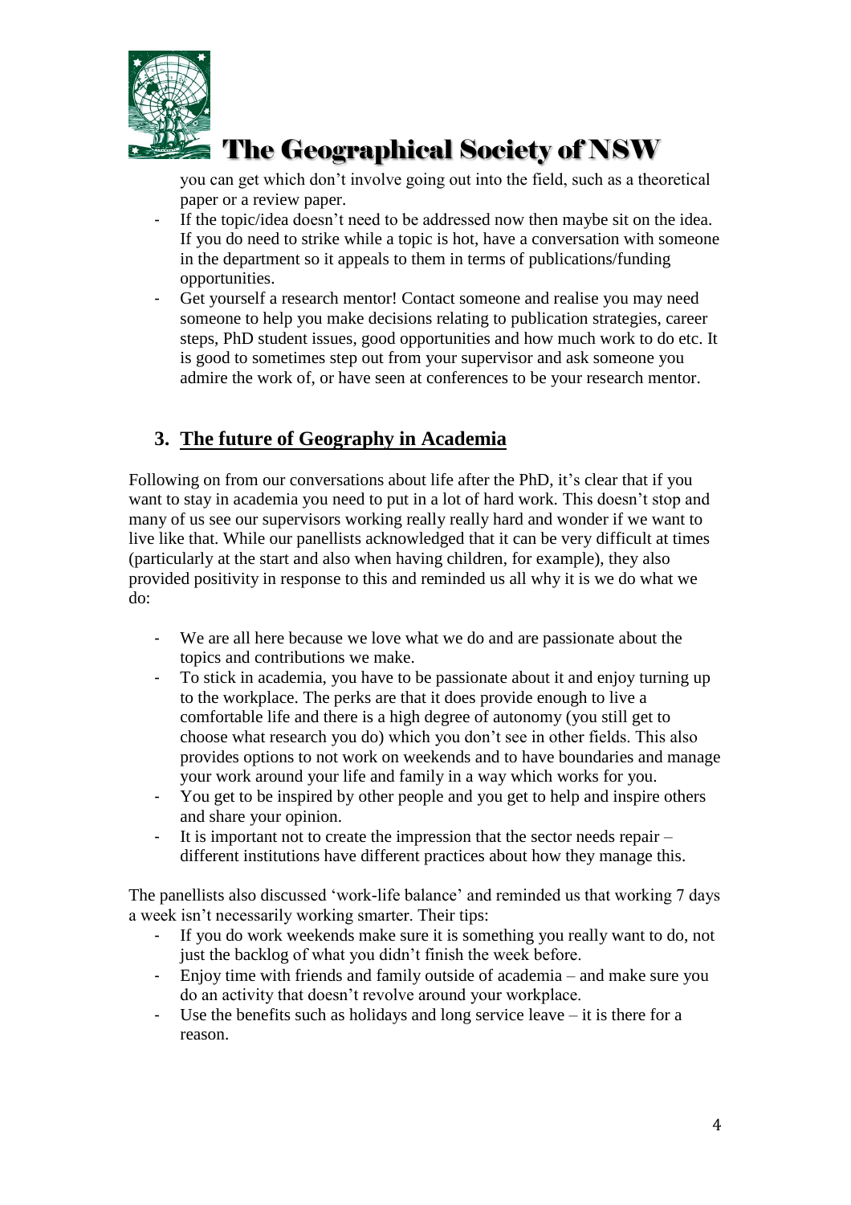you can get which don't involve going out into the field, such as a theoretical paper or a review paper.

- If the topic/idea doesn't need to be addressed now then maybe sit on the idea. If you do need to strike while a topic is hot, have a conversation with someone in the department so it appeals to them in terms of publications/funding opportunities.
- Get yourself a research mentor! Contact someone and realise you may need someone to help you make decisions relating to publication strategies, career steps, PhD student issues, good opportunities and how much work to do etc. It is good to sometimes step out from your supervisor and ask someone you admire the work of, or have seen at conferences to be your research mentor.

## 3. The future of Geography in Academia

Following on from our conversations about life after the PhD, it's clear that if you want to stay in academia you need to put in a lot of hard work. This doesn't stop and many of us see our supervisors working really really hard and wonder if we want to live like that. While our panellists acknowledged that it can be very difficult at times (particularly at the start and also when having children, for example), they also provided positivity in response to this and reminded us all why it is we do what we do:

- We are all here because we love what we do and are passionate about the topics and contributions we make.
- To stick in academia, you have to be passionate about it and enjoy turning up to the workplace. The perks are that it does provide enough to live a comfortable life and there is a high degree of autonomy (you still get to choose what research you do) which you don't see in other fields. This also provides options to not work on weekends and to have boundaries and manage your work around your life and family in a way which works for you.
- You get to be inspired by other people and you get to help and inspire others and share your opinion.
- It is important not to create the impression that the sector needs repair – different institutions have different practices about how they manage this.

The panellists also discussed 'work-life balance' and reminded us that working 7 days a week isn't necessarily working smarter. Their tips:

- If you do work weekends make sure it is something you really want to do, not just the backlog of what you didn't finish the week before.
- Enjoy time with friends and family outside of academia – and make sure you do an activity that doesn't revolve around your workplace.
- Use the benefits such as holidays and long service leave – it is there for a reason.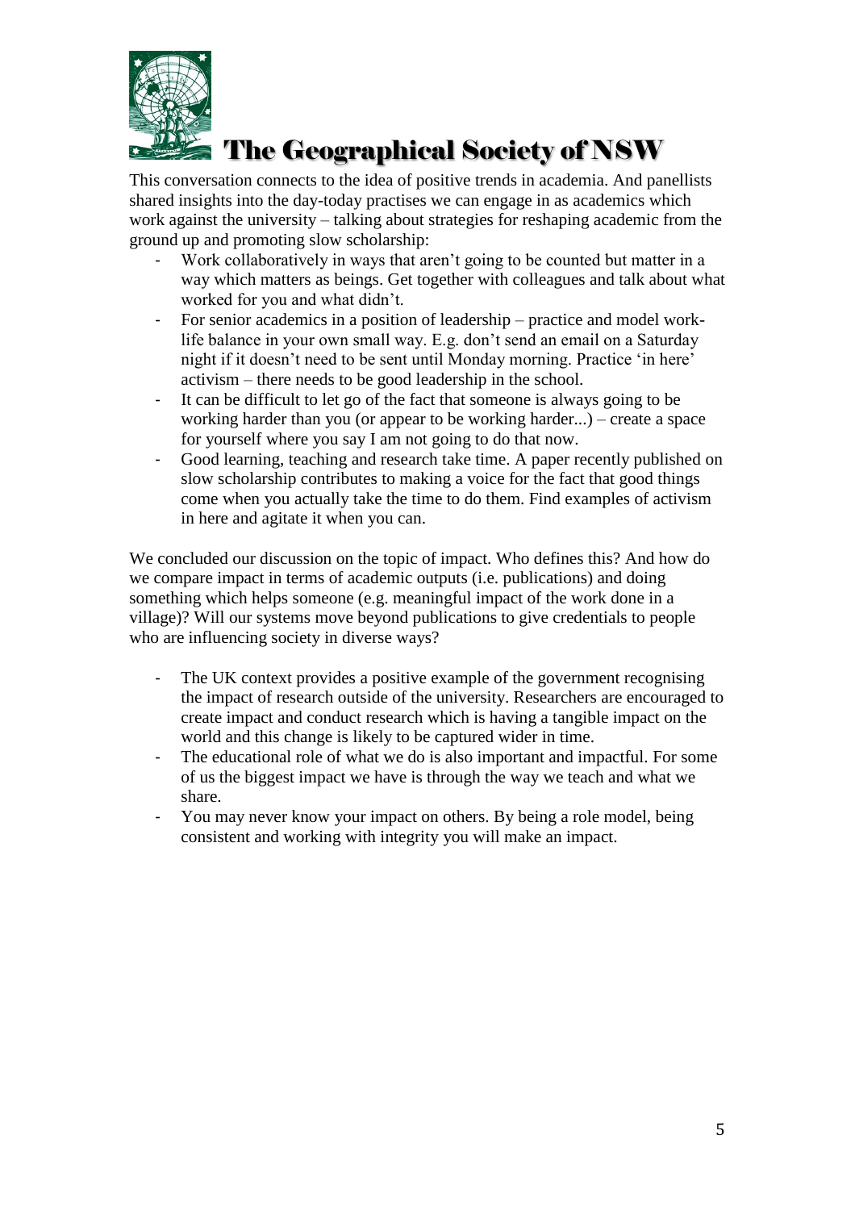# The Geographical Society of NSW

This conversation connects to the idea of positive trends in academia. And panellists shared insights into the day-today practises we can engage in as academics which work against the university – talking about strategies for reshaping academic from the ground up and promoting slow scholarship:

- Work collaboratively in ways that aren't going to be counted but matter in a way which matters as beings. Get together with colleagues and talk about what worked for you and what didn't.
- For senior academics in a position of leadership – practice and model work-life balance in your own small way. E.g. don't send an email on a Saturday night if it doesn't need to be sent until Monday morning. Practice 'in here' activism – there needs to be good leadership in the school.
- It can be difficult to let go of the fact that someone is always going to be working harder than you (or appear to be working harder...) – create a space for yourself where you say I am not going to do that now.
- Good learning, teaching and research take time. A paper recently published on slow scholarship contributes to making a voice for the fact that good things come when you actually take the time to do them. Find examples of activism in here and agitate it when you can.

We concluded our discussion on the topic of impact. Who defines this? And how do we compare impact in terms of academic outputs (i.e. publications) and doing something which helps someone (e.g. meaningful impact of the work done in a village)? Will our systems move beyond publications to give credentials to people who are influencing society in diverse ways?

- The UK context provides a positive example of the government recognising the impact of research outside of the university. Researchers are encouraged to create impact and conduct research which is having a tangible impact on the world and this change is likely to be captured wider in time.
- The educational role of what we do is also important and impactful. For some of us the biggest impact we have is through the way we teach and what we share.
- You may never know your impact on others. By being a role model, being consistent and working with integrity you will make an impact.